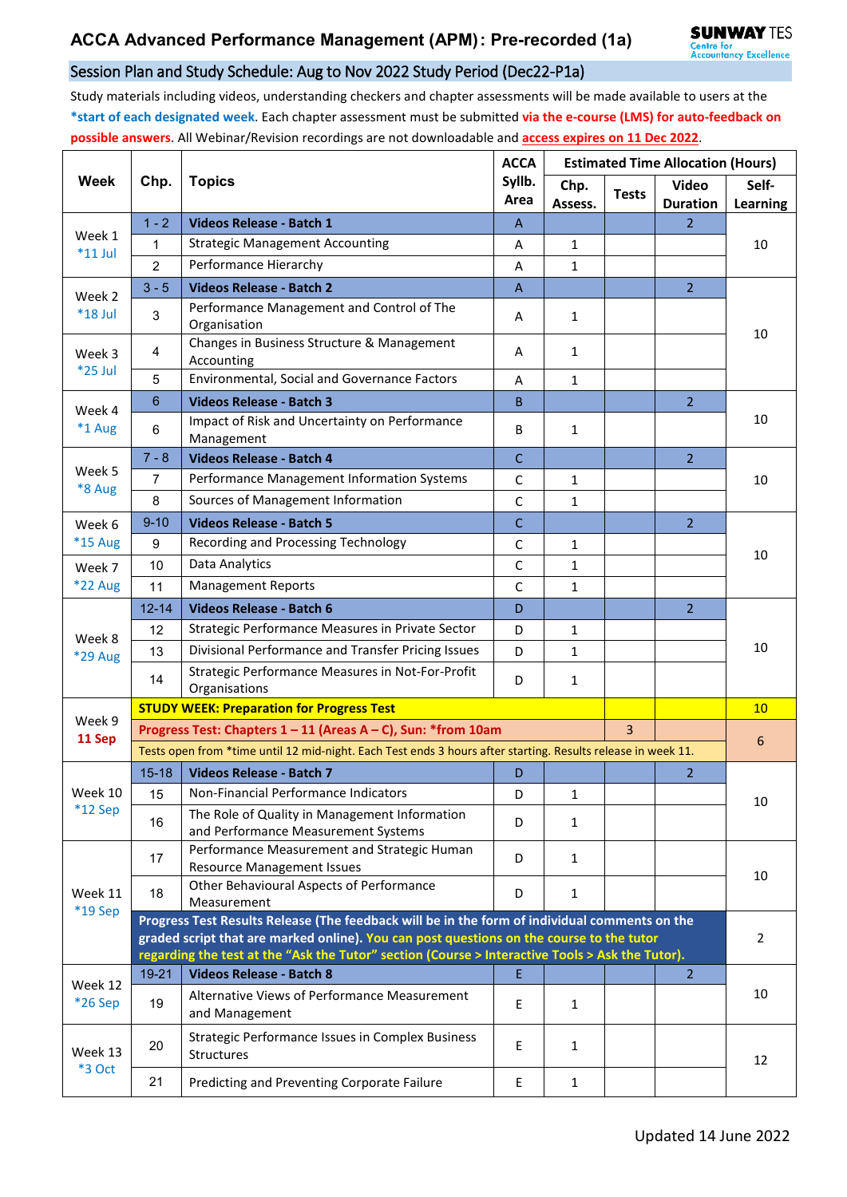# ACCA Advanced Performance Management (APM): Pre-recorded (1a)

SUNWAY TES Centre for Accountancy Excellence

## Session Plan and Study Schedule: Aug to Nov 2022 Study Period (Dec22-P1a)

Study materials including videos, understanding checkers and chapter assessments will be made available to users at the **\*start of each designated week**. Each chapter assessment must be submitted **via the e-course (LMS) for auto-feedback on possible answers**. All Webinar/Revision recordings are not downloadable and **access expires on 11 Dec 2022**.

| Week | Chp. | Topics | ACCA Syllb. Area | Estimated Time Allocation (Hours) | | | |
|---|---|---|---|---|---|---|---|
| | | | | Chp. Assess. | Tests | Video Duration | Self-Learning |
| Week 1 *11 Jul | 1 - 2 | **Videos Release - Batch 1** | A | | | 2 | 10 |
| | 1 | Strategic Management Accounting | A | 1 | | | |
| | 2 | Performance Hierarchy | A | 1 | | | |
| Week 2 *18 Jul | 3 - 5 | **Videos Release - Batch 2** | A | | | 2 | 10 |
| | 3 | Performance Management and Control of The Organisation | A | 1 | | | |
| Week 3 *25 Jul | 4 | Changes in Business Structure & Management Accounting | A | 1 | | | |
| | 5 | Environmental, Social and Governance Factors | A | 1 | | | |
| Week 4 *1 Aug | 6 | **Videos Release - Batch 3** | B | | | 2 | 10 |
| | 6 | Impact of Risk and Uncertainty on Performance Management | B | 1 | | | |
| Week 5 *8 Aug | 7 - 8 | **Videos Release - Batch 4** | C | | | 2 | 10 |
| | 7 | Performance Management Information Systems | C | 1 | | | |
| | 8 | Sources of Management Information | C | 1 | | | |
| Week 6 *15 Aug | 9-10 | **Videos Release - Batch 5** | C | | | 2 | 10 |
| | 9 | Recording and Processing Technology | C | 1 | | | |
| Week 7 *22 Aug | 10 | Data Analytics | C | 1 | | | |
| | 11 | Management Reports | C | 1 | | | |
| Week 8 *29 Aug | 12-14 | **Videos Release - Batch 6** | D | | | 2 | 10 |
| | 12 | Strategic Performance Measures in Private Sector | D | 1 | | | |
| | 13 | Divisional Performance and Transfer Pricing Issues | D | 1 | | | |
| | 14 | Strategic Performance Measures in Not-For-Profit Organisations | D | 1 | | | |
| Week 9 11 Sep | **STUDY WEEK: Preparation for Progress Test** | | | | | | 10 |
| | **Progress Test: Chapters 1 – 11 (Areas A – C), Sun: \*from 10am** | | | | 3 | | 6 |
| | Tests open from *time until 12 mid-night. Each Test ends 3 hours after starting. Results release in week 11. | | | | | | |
| Week 10 *12 Sep | 15-18 | **Videos Release - Batch 7** | D | | | 2 | 10 |
| | 15 | Non-Financial Performance Indicators | D | 1 | | | |
| | 16 | The Role of Quality in Management Information and Performance Measurement Systems | D | 1 | | | |
| Week 11 *19 Sep | 17 | Performance Measurement and Strategic Human Resource Management Issues | D | 1 | | | 10 |
| | 18 | Other Behavioural Aspects of Performance Measurement | D | 1 | | | |
| | **Progress Test Results Release (The feedback will be in the form of individual comments on the graded script that are marked online). You can post questions on the course to the tutor regarding the test at the "Ask the Tutor" section (Course > Interactive Tools > Ask the Tutor).** | | | | | | 2 |
| Week 12 *26 Sep | 19-21 | **Videos Release - Batch 8** | E | | | 2 | 10 |
| | 19 | Alternative Views of Performance Measurement and Management | E | 1 | | | |
| Week 13 *3 Oct | 20 | Strategic Performance Issues in Complex Business Structures | E | 1 | | | 12 |
| | 21 | Predicting and Preventing Corporate Failure | E | 1 | | | |

Updated 14 June 2022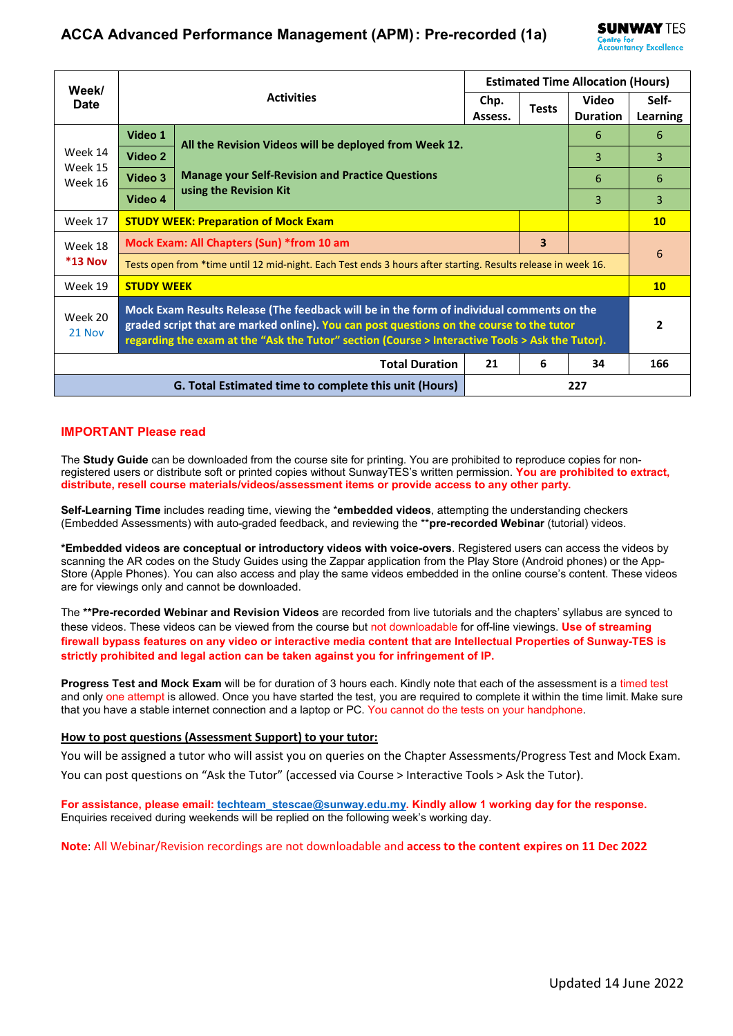# ACCA Advanced Performance Management (APM): Pre-recorded (1a)

SUNWAY TES Centre for Accountancy Excellence

| Week/ Date | Activities | | Estimated Time Allocation (Hours) | | | |
|---|---|---|---|---|---|---|
| | | | Chp. Assess. | Tests | Video Duration | Self-Learning |
| Week 14 Week 15 Week 16 | Video 1 | All the Revision Videos will be deployed from Week 12. Manage your Self-Revision and Practice Questions using the Revision Kit | | | 6 | 6 |
| | Video 2 | | | | 3 | 3 |
| | Video 3 | | | | 6 | 6 |
| | Video 4 | | | | 3 | 3 |
| Week 17 | **STUDY WEEK: Preparation of Mock Exam** | | | | | **10** |
| Week 18 *13 Nov | Mock Exam: All Chapters (Sun) *from 10 am | | | **3** | | 6 |
| | Tests open from *time until 12 mid-night. Each Test ends 3 hours after starting. Results release in week 16. | | | | | |
| Week 19 | **STUDY WEEK** | | | | | **10** |
| Week 20 21 Nov | **Mock Exam Results Release (The feedback will be in the form of individual comments on the graded script that are marked online). You can post questions on the course to the tutor regarding the exam at the "Ask the Tutor" section (Course > Interactive Tools > Ask the Tutor).** | | | | | **2** |
| **Total Duration** | | | **21** | **6** | **34** | **166** |
| **G. Total Estimated time to complete this unit (Hours)** | | | **227** | | | |

**IMPORTANT Please read**

The **Study Guide** can be downloaded from the course site for printing. You are prohibited to reproduce copies for non-registered users or distribute soft or printed copies without SunwayTES's written permission. **You are prohibited to extract, distribute, resell course materials/videos/assessment items or provide access to any other party.**

**Self-Learning Time** includes reading time, viewing the ***embedded videos**, attempting the understanding checkers (Embedded Assessments) with auto-graded feedback, and reviewing the ****pre-recorded Webinar** (tutorial) videos.

***Embedded videos are conceptual or introductory videos with voice-overs**. Registered users can access the videos by scanning the AR codes on the Study Guides using the Zappar application from the Play Store (Android phones) or the App-Store (Apple Phones). You can also access and play the same videos embedded in the online course's content. These videos are for viewings only and cannot be downloaded.

The ****Pre-recorded Webinar and Revision Videos** are recorded from live tutorials and the chapters' syllabus are synced to these videos. These videos can be viewed from the course but not downloadable for off-line viewings. **Use of streaming firewall bypass features on any video or interactive media content that are Intellectual Properties of Sunway-TES is strictly prohibited and legal action can be taken against you for infringement of IP.**

**Progress Test and Mock Exam** will be for duration of 3 hours each. Kindly note that each of the assessment is a timed test and only one attempt is allowed. Once you have started the test, you are required to complete it within the time limit. Make sure that you have a stable internet connection and a laptop or PC. You cannot do the tests on your handphone.

**How to post questions (Assessment Support) to your tutor:**

You will be assigned a tutor who will assist you on queries on the Chapter Assessments/Progress Test and Mock Exam. You can post questions on "Ask the Tutor" (accessed via Course > Interactive Tools > Ask the Tutor).

**For assistance, please email: techteam_stescae@sunway.edu.my. Kindly allow 1 working day for the response.** Enquiries received during weekends will be replied on the following week's working day.

**Note**: All Webinar/Revision recordings are not downloadable and **access to the content expires on 11 Dec 2022**

Updated 14 June 2022